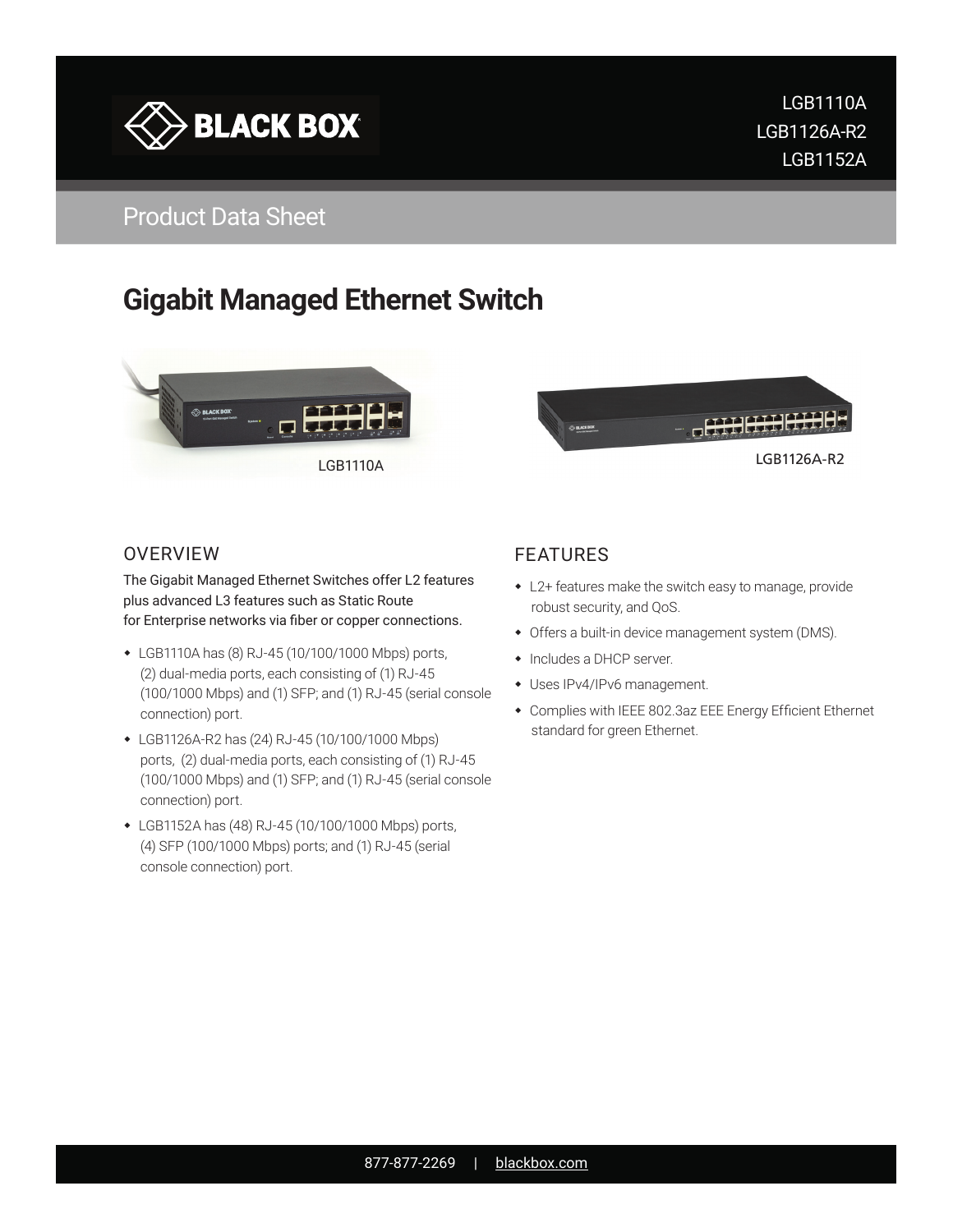LGB1110A
LGB1126A-R2
LGB1152A

Product Data Sheet

# Gigabit Managed Ethernet Switch

LGB1110A

LGB1126A-R2

## OVERVIEW

The Gigabit Managed Ethernet Switches offer L2 features plus advanced L3 features such as Static Route for Enterprise networks via fiber or copper connections.

- LGB1110A has (8) RJ-45 (10/100/1000 Mbps) ports, (2) dual-media ports, each consisting of (1) RJ-45 (100/1000 Mbps) and (1) SFP; and (1) RJ-45 (serial console connection) port.
- LGB1126A-R2 has (24) RJ-45 (10/100/1000 Mbps) ports, (2) dual-media ports, each consisting of (1) RJ-45 (100/1000 Mbps) and (1) SFP; and (1) RJ-45 (serial console connection) port.
- LGB1152A has (48) RJ-45 (10/100/1000 Mbps) ports, (4) SFP (100/1000 Mbps) ports; and (1) RJ-45 (serial console connection) port.

## FEATURES

- L2+ features make the switch easy to manage, provide robust security, and QoS.
- Offers a built-in device management system (DMS).
- Includes a DHCP server.
- Uses IPv4/IPv6 management.
- Complies with IEEE 802.3az EEE Energy Efficient Ethernet standard for green Ethernet.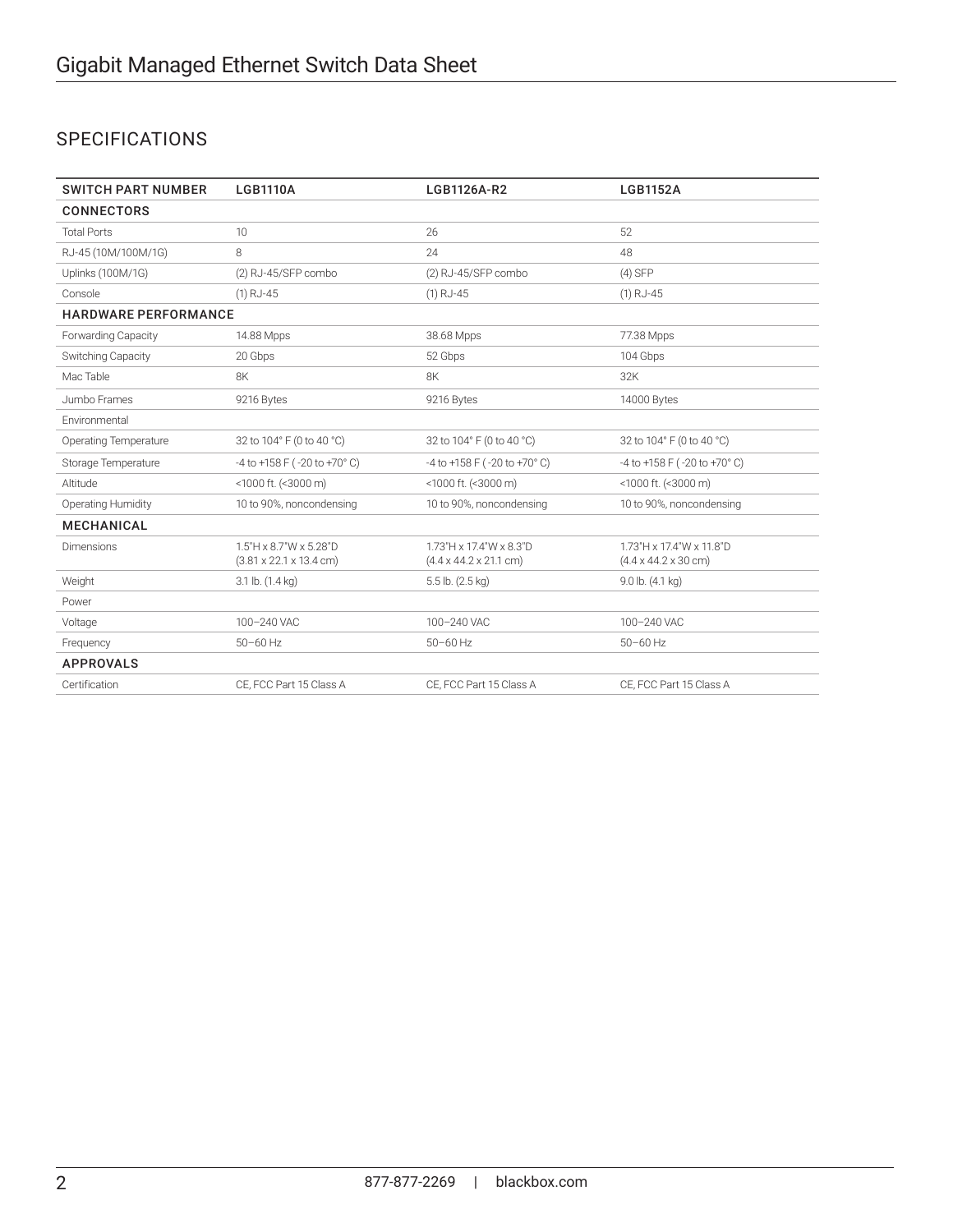## SPECIFICATIONS

| SWITCH PART NUMBER | LGB1110A | LGB1126A-R2 | LGB1152A |
|---|---|---|---|
| **CONNECTORS** | | | |
| Total Ports | 10 | 26 | 52 |
| RJ-45 (10M/100M/1G) | 8 | 24 | 48 |
| Uplinks (100M/1G) | (2) RJ-45/SFP combo | (2) RJ-45/SFP combo | (4) SFP |
| Console | (1) RJ-45 | (1) RJ-45 | (1) RJ-45 |
| **HARDWARE PERFORMANCE** | | | |
| Forwarding Capacity | 14.88 Mpps | 38.68 Mpps | 77.38 Mpps |
| Switching Capacity | 20 Gbps | 52 Gbps | 104 Gbps |
| Mac Table | 8K | 8K | 32K |
| Jumbo Frames | 9216 Bytes | 9216 Bytes | 14000 Bytes |
| Environmental | | | |
| Operating Temperature | 32 to 104° F (0 to 40 °C) | 32 to 104° F (0 to 40 °C) | 32 to 104° F (0 to 40 °C) |
| Storage Temperature | -4 to +158 F ( -20 to +70° C) | -4 to +158 F ( -20 to +70° C) | -4 to +158 F ( -20 to +70° C) |
| Altitude | <1000 ft. (<3000 m) | <1000 ft. (<3000 m) | <1000 ft. (<3000 m) |
| Operating Humidity | 10 to 90%, noncondensing | 10 to 90%, noncondensing | 10 to 90%, noncondensing |
| **MECHANICAL** | | | |
| Dimensions | 1.5"H x 8.7"W x 5.28"D (3.81 x 22.1 x 13.4 cm) | 1.73"H x 17.4"W x 8.3"D (4.4 x 44.2 x 21.1 cm) | 1.73"H x 17.4"W x 11.8"D (4.4 x 44.2 x 30 cm) |
| Weight | 3.1 lb. (1.4 kg) | 5.5 lb. (2.5 kg) | 9.0 lb. (4.1 kg) |
| Power | | | |
| Voltage | 100–240 VAC | 100–240 VAC | 100–240 VAC |
| Frequency | 50–60 Hz | 50–60 Hz | 50–60 Hz |
| **APPROVALS** | | | |
| Certification | CE, FCC Part 15 Class A | CE, FCC Part 15 Class A | CE, FCC Part 15 Class A |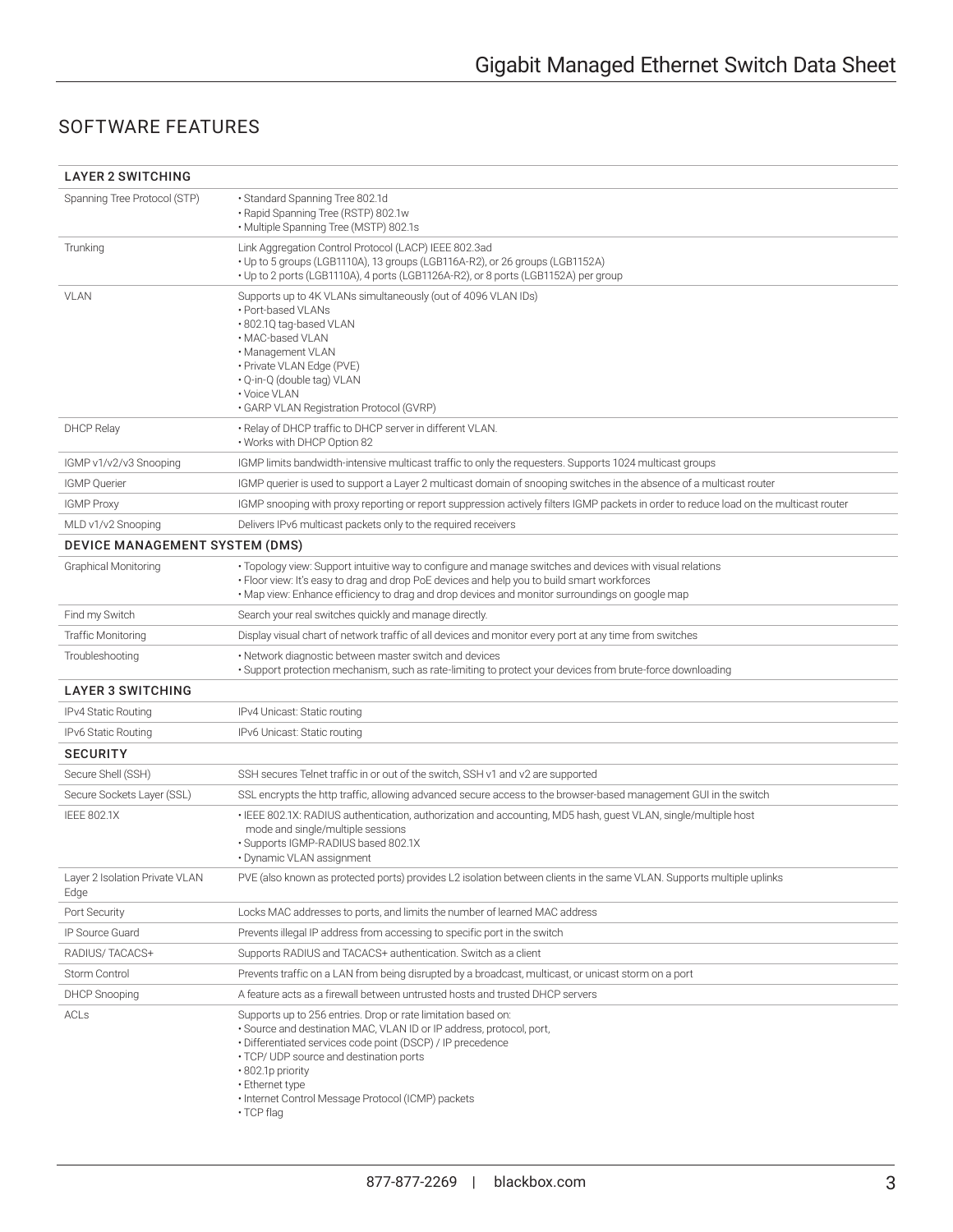## SOFTWARE FEATURES

| | |
|---|---|
| **LAYER 2 SWITCHING** | |
| Spanning Tree Protocol (STP) | • Standard Spanning Tree 802.1d<br>• Rapid Spanning Tree (RSTP) 802.1w<br>• Multiple Spanning Tree (MSTP) 802.1s |
| Trunking | Link Aggregation Control Protocol (LACP) IEEE 802.3ad<br>• Up to 5 groups (LGB1110A), 13 groups (LGB116A-R2), or 26 groups (LGB1152A)<br>• Up to 2 ports (LGB1110A), 4 ports (LGB1126A-R2), or 8 ports (LGB1152A) per group |
| VLAN | Supports up to 4K VLANs simultaneously (out of 4096 VLAN IDs)<br>• Port-based VLANs<br>• 802.1Q tag-based VLAN<br>• MAC-based VLAN<br>• Management VLAN<br>• Private VLAN Edge (PVE)<br>• Q-in-Q (double tag) VLAN<br>• Voice VLAN<br>• GARP VLAN Registration Protocol (GVRP) |
| DHCP Relay | • Relay of DHCP traffic to DHCP server in different VLAN.<br>• Works with DHCP Option 82 |
| IGMP v1/v2/v3 Snooping | IGMP limits bandwidth-intensive multicast traffic to only the requesters. Supports 1024 multicast groups |
| IGMP Querier | IGMP querier is used to support a Layer 2 multicast domain of snooping switches in the absence of a multicast router |
| IGMP Proxy | IGMP snooping with proxy reporting or report suppression actively filters IGMP packets in order to reduce load on the multicast router |
| MLD v1/v2 Snooping | Delivers IPv6 multicast packets only to the required receivers |
| **DEVICE MANAGEMENT SYSTEM (DMS)** | |
| Graphical Monitoring | • Topology view: Support intuitive way to configure and manage switches and devices with visual relations<br>• Floor view: It's easy to drag and drop PoE devices and help you to build smart workforces<br>• Map view: Enhance efficiency to drag and drop devices and monitor surroundings on google map |
| Find my Switch | Search your real switches quickly and manage directly. |
| Traffic Monitoring | Display visual chart of network traffic of all devices and monitor every port at any time from switches |
| Troubleshooting | • Network diagnostic between master switch and devices<br>• Support protection mechanism, such as rate-limiting to protect your devices from brute-force downloading |
| **LAYER 3 SWITCHING** | |
| IPv4 Static Routing | IPv4 Unicast: Static routing |
| IPv6 Static Routing | IPv6 Unicast: Static routing |
| **SECURITY** | |
| Secure Shell (SSH) | SSH secures Telnet traffic in or out of the switch, SSH v1 and v2 are supported |
| Secure Sockets Layer (SSL) | SSL encrypts the http traffic, allowing advanced secure access to the browser-based management GUI in the switch |
| IEEE 802.1X | • IEEE 802.1X: RADIUS authentication, authorization and accounting, MD5 hash, guest VLAN, single/multiple host mode and single/multiple sessions<br>• Supports IGMP-RADIUS based 802.1X<br>• Dynamic VLAN assignment |
| Layer 2 Isolation Private VLAN Edge | PVE (also known as protected ports) provides L2 isolation between clients in the same VLAN. Supports multiple uplinks |
| Port Security | Locks MAC addresses to ports, and limits the number of learned MAC address |
| IP Source Guard | Prevents illegal IP address from accessing to specific port in the switch |
| RADIUS/ TACACS+ | Supports RADIUS and TACACS+ authentication. Switch as a client |
| Storm Control | Prevents traffic on a LAN from being disrupted by a broadcast, multicast, or unicast storm on a port |
| DHCP Snooping | A feature acts as a firewall between untrusted hosts and trusted DHCP servers |
| ACLs | Supports up to 256 entries. Drop or rate limitation based on:<br>• Source and destination MAC, VLAN ID or IP address, protocol, port,<br>• Differentiated services code point (DSCP) / IP precedence<br>• TCP/ UDP source and destination ports<br>• 802.1p priority<br>• Ethernet type<br>• Internet Control Message Protocol (ICMP) packets<br>• TCP flag |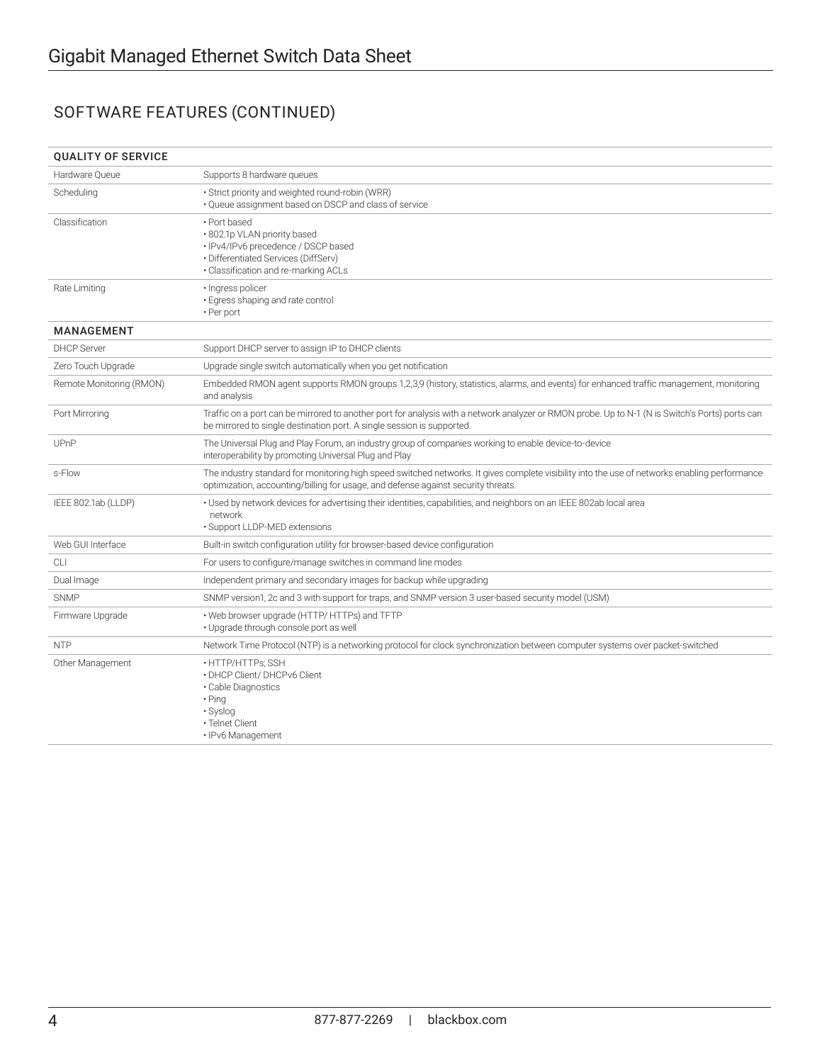## SOFTWARE FEATURES (CONTINUED)

| | |
|---|---|
| **QUALITY OF SERVICE** | |
| Hardware Queue | Supports 8 hardware queues |
| Scheduling | • Strict priority and weighted round-robin (WRR)<br>• Queue assignment based on DSCP and class of service |
| Classification | • Port based<br>• 802.1p VLAN priority based<br>• IPv4/IPv6 precedence / DSCP based<br>• Differentiated Services (DiffServ)<br>• Classification and re-marking ACLs |
| Rate Limiting | • Ingress policer<br>• Egress shaping and rate control<br>• Per port |
| **MANAGEMENT** | |
| DHCP Server | Support DHCP server to assign IP to DHCP clients |
| Zero Touch Upgrade | Upgrade single switch automatically when you get notification |
| Remote Monitoring (RMON) | Embedded RMON agent supports RMON groups 1,2,3,9 (history, statistics, alarms, and events) for enhanced traffic management, monitoring and analysis |
| Port Mirroring | Traffic on a port can be mirrored to another port for analysis with a network analyzer or RMON probe. Up to N-1 (N is Switch's Ports) ports can be mirrored to single destination port. A single session is supported. |
| UPnP | The Universal Plug and Play Forum, an industry group of companies working to enable device-to-device interoperability by promoting Universal Plug and Play |
| s-Flow | The industry standard for monitoring high speed switched networks. It gives complete visibility into the use of networks enabling performance optimization, accounting/billing for usage, and defense against security threats. |
| IEEE 802.1ab (LLDP) | • Used by network devices for advertising their identities, capabilities, and neighbors on an IEEE 802ab local area network<br>• Support LLDP-MED extensions |
| Web GUI Interface | Built-in switch configuration utility for browser-based device configuration |
| CLI | For users to configure/manage switches in command line modes |
| Dual Image | Independent primary and secondary images for backup while upgrading |
| SNMP | SNMP version1, 2c and 3 with support for traps, and SNMP version 3 user-based security model (USM) |
| Firmware Upgrade | • Web browser upgrade (HTTP/ HTTPs) and TFTP<br>• Upgrade through console port as well |
| NTP | Network Time Protocol (NTP) is a networking protocol for clock synchronization between computer systems over packet-switched |
| Other Management | • HTTP/HTTPs; SSH<br>• DHCP Client/ DHCPv6 Client<br>• Cable Diagnostics<br>• Ping<br>• Syslog<br>• Telnet Client<br>• IPv6 Management |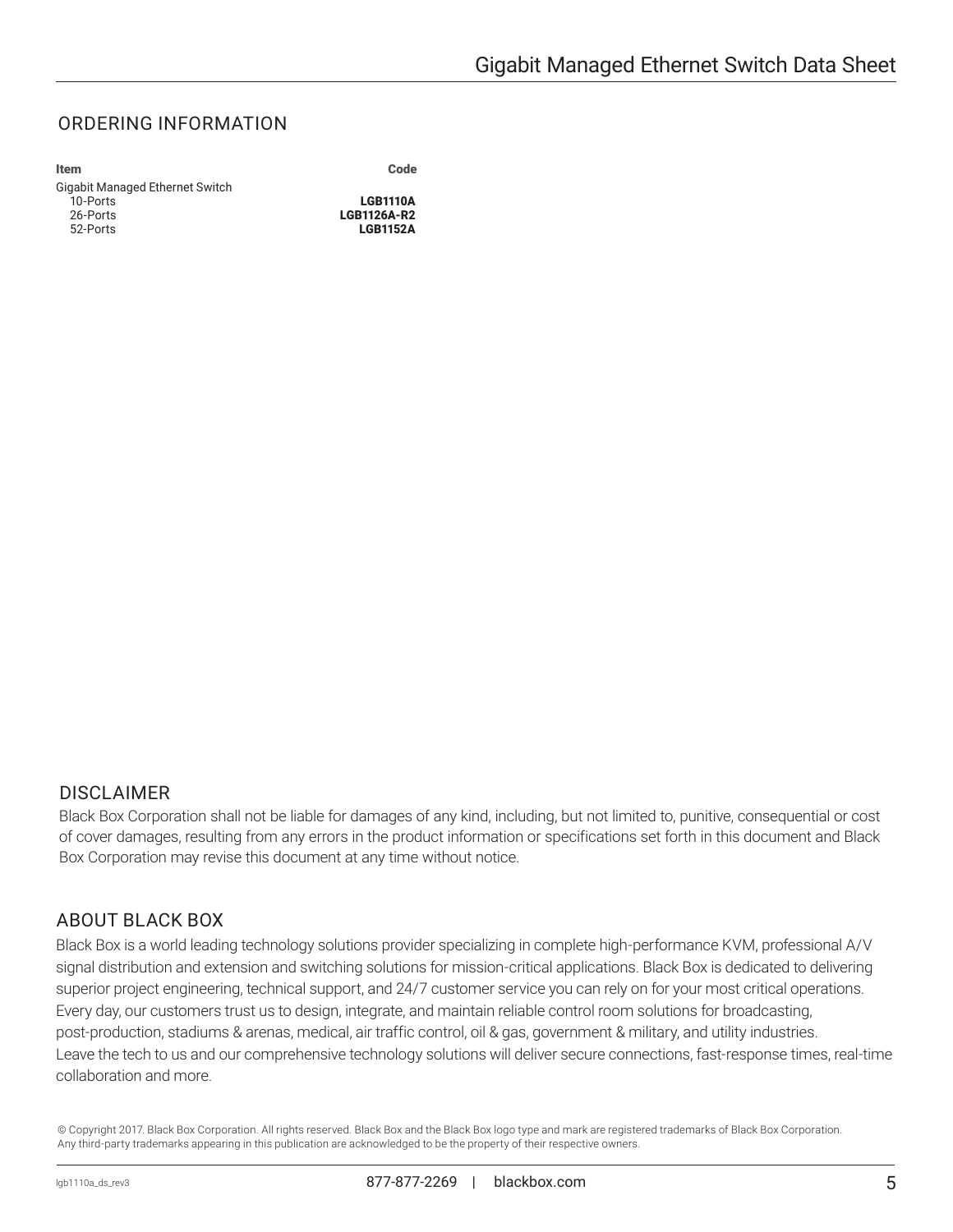## ORDERING INFORMATION

| Item | Code |
|---|---|
| Gigabit Managed Ethernet Switch | |
| 10-Ports | **LGB1110A** |
| 26-Ports | **LGB1126A-R2** |
| 52-Ports | **LGB1152A** |

## DISCLAIMER

Black Box Corporation shall not be liable for damages of any kind, including, but not limited to, punitive, consequential or cost of cover damages, resulting from any errors in the product information or specifications set forth in this document and Black Box Corporation may revise this document at any time without notice.

## ABOUT BLACK BOX

Black Box is a world leading technology solutions provider specializing in complete high-performance KVM, professional A/V signal distribution and extension and switching solutions for mission-critical applications. Black Box is dedicated to delivering superior project engineering, technical support, and 24/7 customer service you can rely on for your most critical operations. Every day, our customers trust us to design, integrate, and maintain reliable control room solutions for broadcasting, post-production, stadiums & arenas, medical, air traffic control, oil & gas, government & military, and utility industries. Leave the tech to us and our comprehensive technology solutions will deliver secure connections, fast-response times, real-time collaboration and more.

© Copyright 2017. Black Box Corporation. All rights reserved. Black Box and the Black Box logo type and mark are registered trademarks of Black Box Corporation. Any third-party trademarks appearing in this publication are acknowledged to be the property of their respective owners.

877-877-2269 | blackbox.com